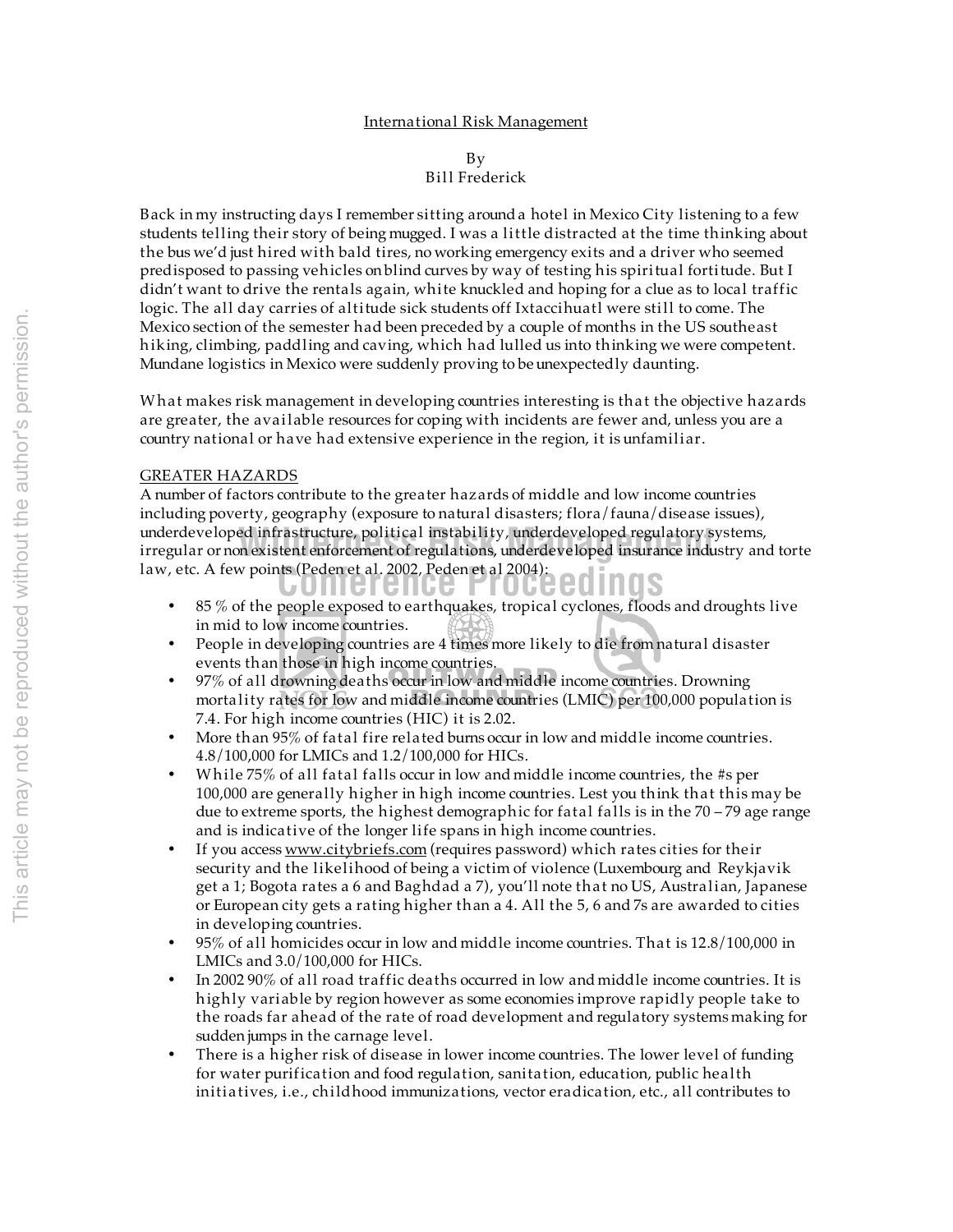# International Risk Management

By
Bill Frederick

Back in my instructing days I remember sitting around a hotel in Mexico City listening to a few students telling their story of being mugged. I was a little distracted at the time thinking about the bus we'd just hired with bald tires, no working emergency exits and a driver who seemed predisposed to passing vehicles on blind curves by way of testing his spiritual fortitude. But I didn't want to drive the rentals again, white knuckled and hoping for a clue as to local traffic logic. The all day carries of altitude sick students off Ixtaccihuatl were still to come. The Mexico section of the semester had been preceded by a couple of months in the US southeast hiking, climbing, paddling and caving, which had lulled us into thinking we were competent. Mundane logistics in Mexico were suddenly proving to be unexpectedly daunting.

What makes risk management in developing countries interesting is that the objective hazards are greater, the available resources for coping with incidents are fewer and, unless you are a country national or have had extensive experience in the region, it is unfamiliar.

## GREATER HAZARDS

A number of factors contribute to the greater hazards of middle and low income countries including poverty, geography (exposure to natural disasters; flora/fauna/disease issues), underdeveloped infrastructure, political instability, underdeveloped regulatory systems, irregular or non existent enforcement of regulations, underdeveloped insurance industry and torte law, etc. A few points (Peden et al. 2002, Peden et al 2004):

- 85 % of the people exposed to earthquakes, tropical cyclones, floods and droughts live in mid to low income countries.
- People in developing countries are 4 times more likely to die from natural disaster events than those in high income countries.
- 97% of all drowning deaths occur in low and middle income countries. Drowning mortality rates for low and middle income countries (LMIC) per 100,000 population is 7.4. For high income countries (HIC) it is 2.02.
- More than 95% of fatal fire related burns occur in low and middle income countries. 4.8/100,000 for LMICs and 1.2/100,000 for HICs.
- While 75% of all fatal falls occur in low and middle income countries, the #s per 100,000 are generally higher in high income countries. Lest you think that this may be due to extreme sports, the highest demographic for fatal falls is in the 70 – 79 age range and is indicative of the longer life spans in high income countries.
- If you access www.citybriefs.com (requires password) which rates cities for their security and the likelihood of being a victim of violence (Luxembourg and Reykjavik get a 1; Bogota rates a 6 and Baghdad a 7), you'll note that no US, Australian, Japanese or European city gets a rating higher than a 4. All the 5, 6 and 7s are awarded to cities in developing countries.
- 95% of all homicides occur in low and middle income countries. That is 12.8/100,000 in LMICs and 3.0/100,000 for HICs.
- In 2002 90% of all road traffic deaths occurred in low and middle income countries. It is highly variable by region however as some economies improve rapidly people take to the roads far ahead of the rate of road development and regulatory systems making for sudden jumps in the carnage level.
- There is a higher risk of disease in lower income countries. The lower level of funding for water purification and food regulation, sanitation, education, public health initiatives, i.e., childhood immunizations, vector eradication, etc., all contributes to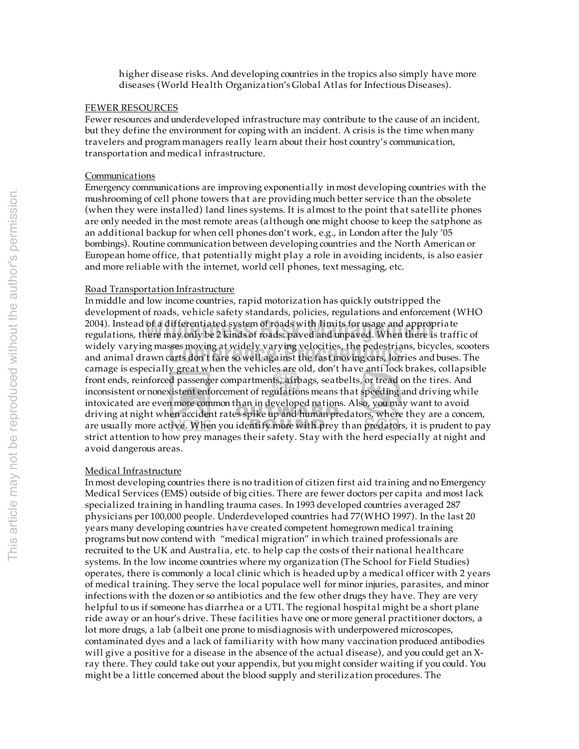higher disease risks. And developing countries in the tropics also simply have more diseases (World Health Organization's Global Atlas for Infectious Diseases).

FEWER RESOURCES

Fewer resources and underdeveloped infrastructure may contribute to the cause of an incident, but they define the environment for coping with an incident. A crisis is the time when many travelers and program managers really learn about their host country's communication, transportation and medical infrastructure.

Communications

Emergency communications are improving exponentially in most developing countries with the mushrooming of cell phone towers that are providing much better service than the obsolete (when they were installed) land lines systems. It is almost to the point that satellite phones are only needed in the most remote areas (although one might choose to keep the satphone as an additional backup for when cell phones don't work, e.g., in London after the July '05 bombings). Routine communication between developing countries and the North American or European home office, that potentially might play a role in avoiding incidents, is also easier and more reliable with the internet, world cell phones, text messaging, etc.

Road Transportation Infrastructure

In middle and low income countries, rapid motorization has quickly outstripped the development of roads, vehicle safety standards, policies, regulations and enforcement (WHO 2004). Instead of a differentiated system of roads with limits for usage and appropriate regulations, there may only be 2 kinds of roads: paved and unpaved. When there is traffic of widely varying masses moving at widely varying velocities, the pedestrians, bicycles, scooters and animal drawn carts don't fare so well against the fast moving cars, lorries and buses. The carnage is especially great when the vehicles are old, don't have anti lock brakes, collapsible front ends, reinforced passenger compartments, airbags, seatbelts, or tread on the tires. And inconsistent or nonexistent enforcement of regulations means that speeding and driving while intoxicated are even more common than in developed nations. Also, you may want to avoid driving at night when accident rates spike up and human predators, where they are a concern, are usually more active. When you identify more with prey than predators, it is prudent to pay strict attention to how prey manages their safety. Stay with the herd especially at night and avoid dangerous areas.

Medical Infrastructure

In most developing countries there is no tradition of citizen first aid training and no Emergency Medical Services (EMS) outside of big cities. There are fewer doctors per capita and most lack specialized training in handling trauma cases. In 1993 developed countries averaged 287 physicians per 100,000 people. Underdeveloped countries had 77(WHO 1997). In the last 20 years many developing countries have created competent homegrown medical training programs but now contend with "medical migration" in which trained professionals are recruited to the UK and Australia, etc. to help cap the costs of their national healthcare systems. In the low income countries where my organization (The School for Field Studies) operates, there is commonly a local clinic which is headed up by a medical officer with 2 years of medical training. They serve the local populace well for minor injuries, parasites, and minor infections with the dozen or so antibiotics and the few other drugs they have. They are very helpful to us if someone has diarrhea or a UTI. The regional hospital might be a short plane ride away or an hour's drive. These facilities have one or more general practitioner doctors, a lot more drugs, a lab (albeit one prone to misdiagnosis with underpowered microscopes, contaminated dyes and a lack of familiarity with how many vaccination produced antibodies will give a positive for a disease in the absence of the actual disease), and you could get an X-ray there. They could take out your appendix, but you might consider waiting if you could. You might be a little concerned about the blood supply and sterilization procedures. The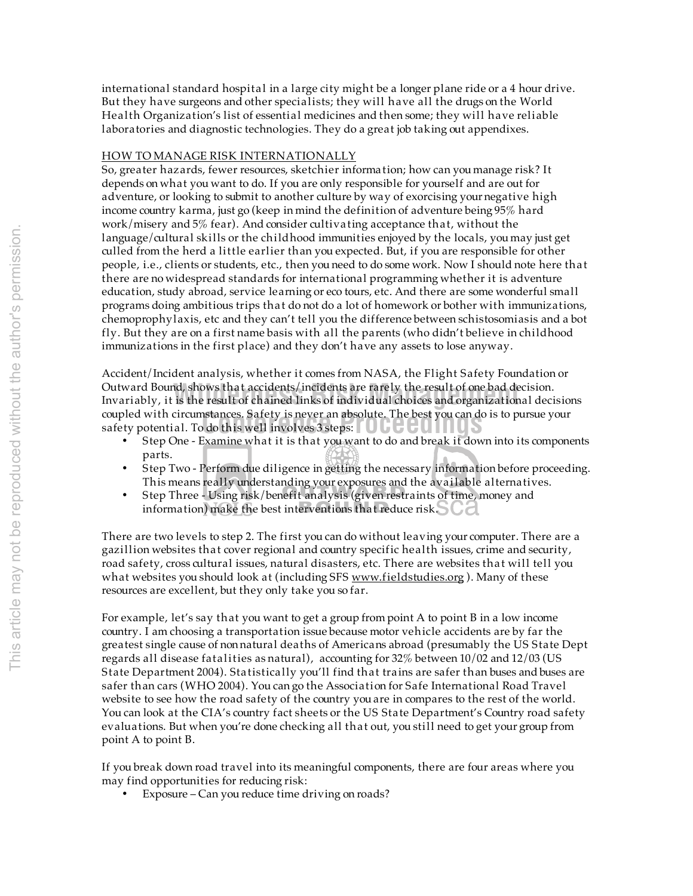international standard hospital in a large city might be a longer plane ride or a 4 hour drive. But they have surgeons and other specialists; they will have all the drugs on the World Health Organization's list of essential medicines and then some; they will have reliable laboratories and diagnostic technologies. They do a great job taking out appendixes.

## HOW TO MANAGE RISK INTERNATIONALLY

So, greater hazards, fewer resources, sketchier information; how can you manage risk? It depends on what you want to do. If you are only responsible for yourself and are out for adventure, or looking to submit to another culture by way of exorcising your negative high income country karma, just go (keep in mind the definition of adventure being 95% hard work/misery and 5% fear). And consider cultivating acceptance that, without the language/cultural skills or the childhood immunities enjoyed by the locals, you may just get culled from the herd a little earlier than you expected. But, if you are responsible for other people, i.e., clients or students, etc., then you need to do some work. Now I should note here that there are no widespread standards for international programming whether it is adventure education, study abroad, service learning or eco tours, etc. And there are some wonderful small programs doing ambitious trips that do not do a lot of homework or bother with immunizations, chemoprophylaxis, etc and they can't tell you the difference between schistosomiasis and a bot fly. But they are on a first name basis with all the parents (who didn't believe in childhood immunizations in the first place) and they don't have any assets to lose anyway.

Accident/Incident analysis, whether it comes from NASA, the Flight Safety Foundation or Outward Bound, shows that accidents/incidents are rarely the result of one bad decision. Invariably, it is the result of chained links of individual choices and organizational decisions coupled with circumstances. Safety is never an absolute. The best you can do is to pursue your safety potential. To do this well involves 3 steps:

- Step One - Examine what it is that you want to do and break it down into its components parts.
- Step Two - Perform due diligence in getting the necessary information before proceeding. This means really understanding your exposures and the available alternatives.
- Step Three - Using risk/benefit analysis (given restraints of time, money and information) make the best interventions that reduce risk.

There are two levels to step 2. The first you can do without leaving your computer. There are a gazillion websites that cover regional and country specific health issues, crime and security, road safety, cross cultural issues, natural disasters, etc. There are websites that will tell you what websites you should look at (including SFS www.fieldstudies.org ). Many of these resources are excellent, but they only take you so far.

For example, let's say that you want to get a group from point A to point B in a low income country. I am choosing a transportation issue because motor vehicle accidents are by far the greatest single cause of non natural deaths of Americans abroad (presumably the US State Dept regards all disease fatalities as natural), accounting for 32% between 10/02 and 12/03 (US State Department 2004). Statistically you'll find that trains are safer than buses and buses are safer than cars (WHO 2004). You can go the Association for Safe International Road Travel website to see how the road safety of the country you are in compares to the rest of the world. You can look at the CIA's country fact sheets or the US State Department's Country road safety evaluations. But when you're done checking all that out, you still need to get your group from point A to point B.

If you break down road travel into its meaningful components, there are four areas where you may find opportunities for reducing risk:

- Exposure – Can you reduce time driving on roads?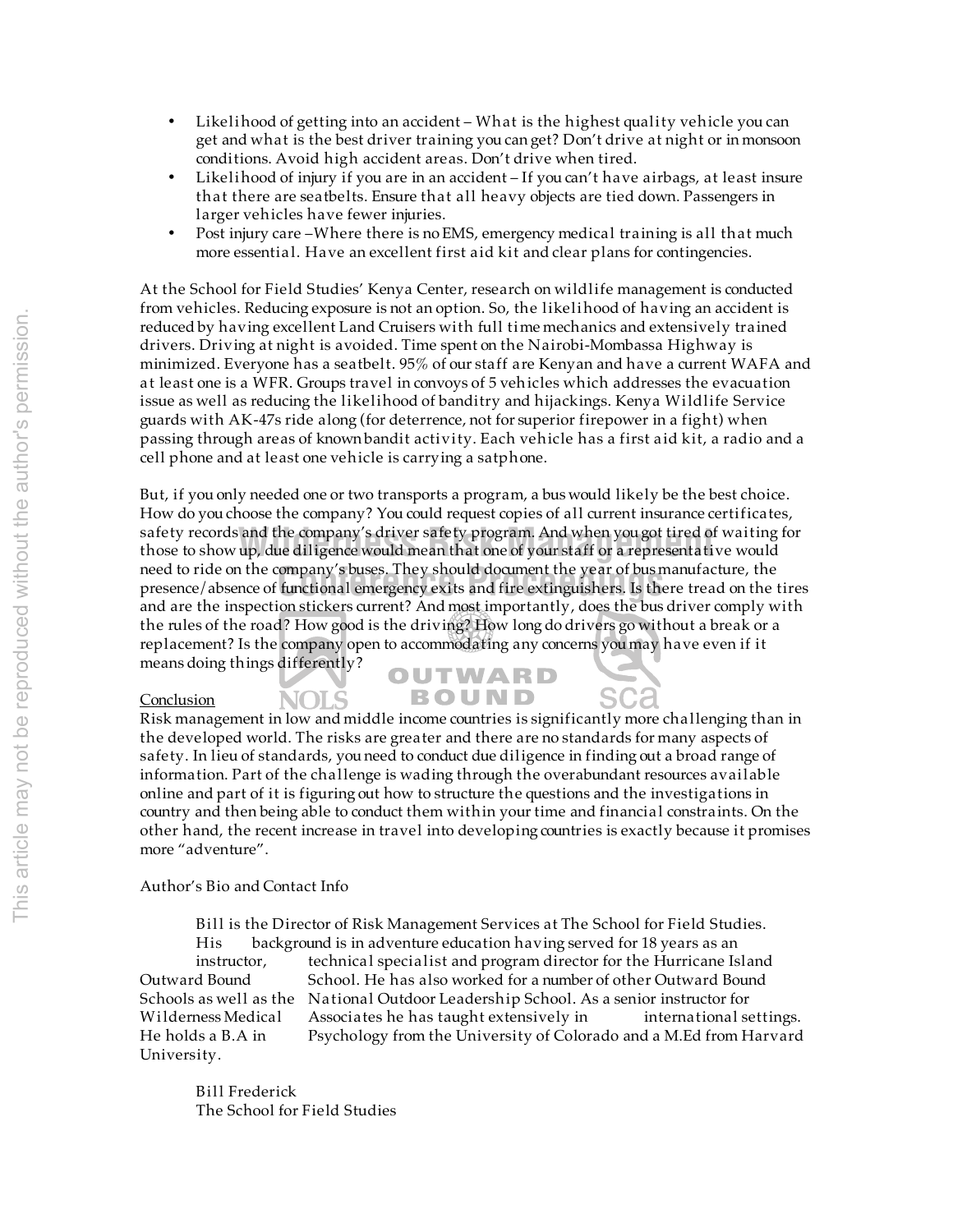- Likelihood of getting into an accident – What is the highest quality vehicle you can get and what is the best driver training you can get? Don't drive at night or in monsoon conditions. Avoid high accident areas. Don't drive when tired.
- Likelihood of injury if you are in an accident – If you can't have airbags, at least insure that there are seatbelts. Ensure that all heavy objects are tied down. Passengers in larger vehicles have fewer injuries.
- Post injury care –Where there is no EMS, emergency medical training is all that much more essential. Have an excellent first aid kit and clear plans for contingencies.

At the School for Field Studies' Kenya Center, research on wildlife management is conducted from vehicles. Reducing exposure is not an option. So, the likelihood of having an accident is reduced by having excellent Land Cruisers with full time mechanics and extensively trained drivers. Driving at night is avoided. Time spent on the Nairobi-Mombassa Highway is minimized. Everyone has a seatbelt. 95% of our staff are Kenyan and have a current WAFA and at least one is a WFR. Groups travel in convoys of 5 vehicles which addresses the evacuation issue as well as reducing the likelihood of banditry and hijackings. Kenya Wildlife Service guards with AK-47s ride along (for deterrence, not for superior firepower in a fight) when passing through areas of known bandit activity. Each vehicle has a first aid kit, a radio and a cell phone and at least one vehicle is carrying a satphone.

But, if you only needed one or two transports a program, a bus would likely be the best choice. How do you choose the company? You could request copies of all current insurance certificates, safety records and the company's driver safety program. And when you got tired of waiting for those to show up, due diligence would mean that one of your staff or a representative would need to ride on the company's buses. They should document the year of bus manufacture, the presence/absence of functional emergency exits and fire extinguishers. Is there tread on the tires and are the inspection stickers current? And most importantly, does the bus driver comply with the rules of the road? How good is the driving? How long do drivers go without a break or a replacement? Is the company open to accommodating any concerns you may have even if it means doing things differently?

## Conclusion

Risk management in low and middle income countries is significantly more challenging than in the developed world. The risks are greater and there are no standards for many aspects of safety. In lieu of standards, you need to conduct due diligence in finding out a broad range of information. Part of the challenge is wading through the overabundant resources available online and part of it is figuring out how to structure the questions and the investigations in country and then being able to conduct them within your time and financial constraints. On the other hand, the recent increase in travel into developing countries is exactly because it promises more "adventure".

Author's Bio and Contact Info

Bill is the Director of Risk Management Services at The School for Field Studies. His background is in adventure education having served for 18 years as an instructor, technical specialist and program director for the Hurricane Island Outward Bound School. He has also worked for a number of other Outward Bound Schools as well as the National Outdoor Leadership School. As a senior instructor for Wilderness Medical Associates he has taught extensively in international settings. He holds a B.A in Psychology from the University of Colorado and a M.Ed from Harvard University.

Bill Frederick
The School for Field Studies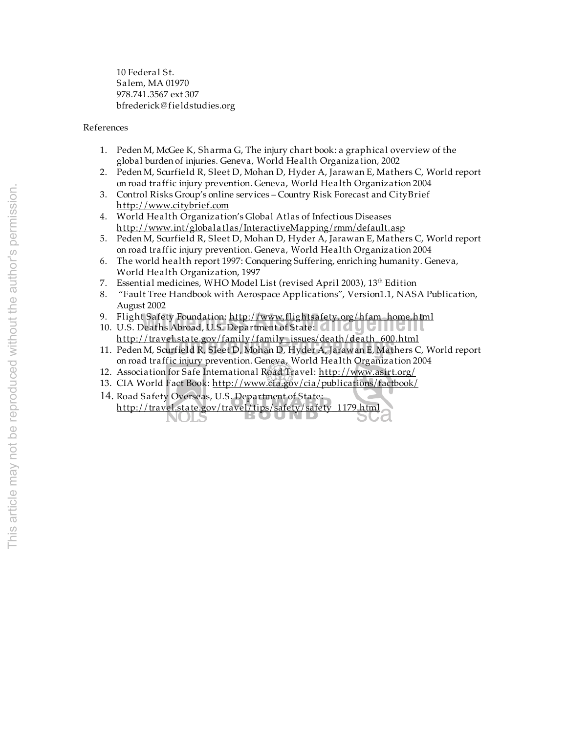10 Federal St.
Salem, MA 01970
978.741.3567 ext 307
bfrederick@fieldstudies.org

References

1. Peden M, McGee K, Sharma G, The injury chart book: a graphical overview of the global burden of injuries. Geneva, World Health Organization, 2002
2. Peden M, Scurfield R, Sleet D, Mohan D, Hyder A, Jarawan E, Mathers C, World report on road traffic injury prevention. Geneva, World Health Organization 2004
3. Control Risks Group's online services – Country Risk Forecast and CityBrief http://www.citybrief.com
4. World Health Organization's Global Atlas of Infectious Diseases http://www.int/globalatlas/InteractiveMapping/rmm/default.asp
5. Peden M, Scurfield R, Sleet D, Mohan D, Hyder A, Jarawan E, Mathers C, World report on road traffic injury prevention. Geneva, World Health Organization 2004
6. The world health report 1997: Conquering Suffering, enriching humanity. Geneva, World Health Organization, 1997
7. Essential medicines, WHO Model List (revised April 2003), 13th Edition
8. "Fault Tree Handbook with Aerospace Applications", Version1.1, NASA Publication, August 2002
9. Flight Safety Foundation: http://www.flightsafety.org/hfam_home.html
10. U.S. Deaths Abroad, U.S. Department of State: http://travel.state.gov/family/family_issues/death/death_600.html
11. Peden M, Scurfield R, Sleet D, Mohan D, Hyder A, Jarawan E, Mathers C, World report on road traffic injury prevention. Geneva, World Health Organization 2004
12. Association for Safe International Road Travel: http://www.asirt.org/
13. CIA World Fact Book: http://www.cia.gov/cia/publications/factbook/
14. Road Safety Overseas, U.S. Department of State: http://travel.state.gov/travel/tips/safety/safety_1179.html